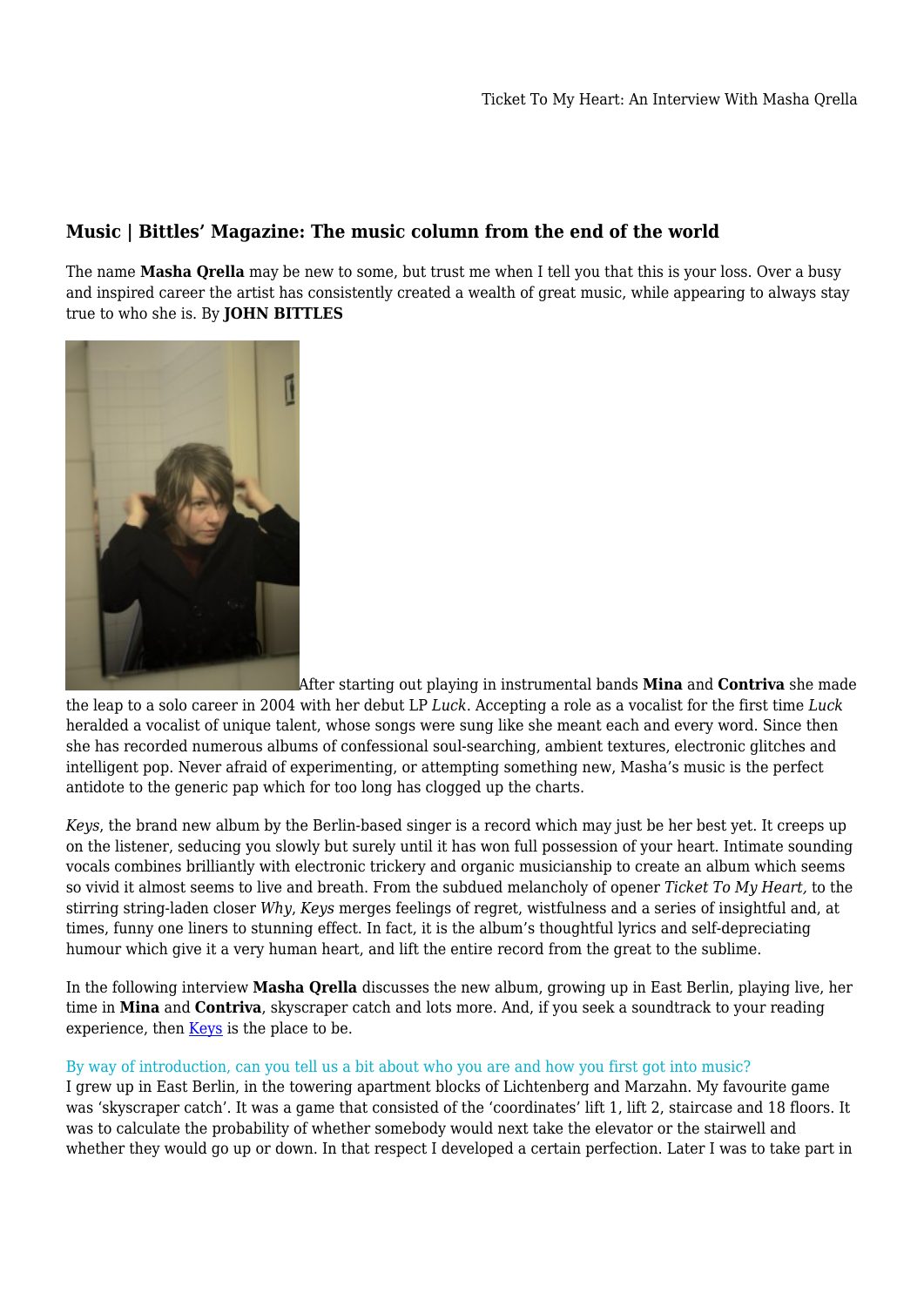## Music | Bittles' Magazine: The music column from the end of the world

The name **Masha Qrella** may be new to some, but trust me when I tell you that this is your loss. Over a busy and inspired career the artist has consistently created a wealth of great music, while appearing to always stay true to who she is. By **JOHN BITTLES**

After starting out playing in instrumental bands **Mina** and **Contriva** she made the leap to a solo career in 2004 with her debut LP *Luck*. Accepting a role as a vocalist for the first time *Luck* heralded a vocalist of unique talent, whose songs were sung like she meant each and every word. Since then she has recorded numerous albums of confessional soul-searching, ambient textures, electronic glitches and intelligent pop. Never afraid of experimenting, or attempting something new, Masha's music is the perfect antidote to the generic pap which for too long has clogged up the charts.

*Keys*, the brand new album by the Berlin-based singer is a record which may just be her best yet. It creeps up on the listener, seducing you slowly but surely until it has won full possession of your heart. Intimate sounding vocals combines brilliantly with electronic trickery and organic musicianship to create an album which seems so vivid it almost seems to live and breath. From the subdued melancholy of opener *Ticket To My Heart,* to the stirring string-laden closer *Why*, *Keys* merges feelings of regret, wistfulness and a series of insightful and, at times, funny one liners to stunning effect. In fact, it is the album's thoughtful lyrics and self-depreciating humour which give it a very human heart, and lift the entire record from the great to the sublime.

In the following interview **Masha Qrella** discusses the new album, growing up in East Berlin, playing live, her time in **Mina** and **Contriva**, skyscraper catch and lots more. And, if you seek a soundtrack to your reading experience, then [Keys] is the place to be.

By way of introduction, can you tell us a bit about who you are and how you first got into music?

I grew up in East Berlin, in the towering apartment blocks of Lichtenberg and Marzahn. My favourite game was 'skyscraper catch'. It was a game that consisted of the 'coordinates' lift 1, lift 2, staircase and 18 floors. It was to calculate the probability of whether somebody would next take the elevator or the stairwell and whether they would go up or down. In that respect I developed a certain perfection. Later I was to take part in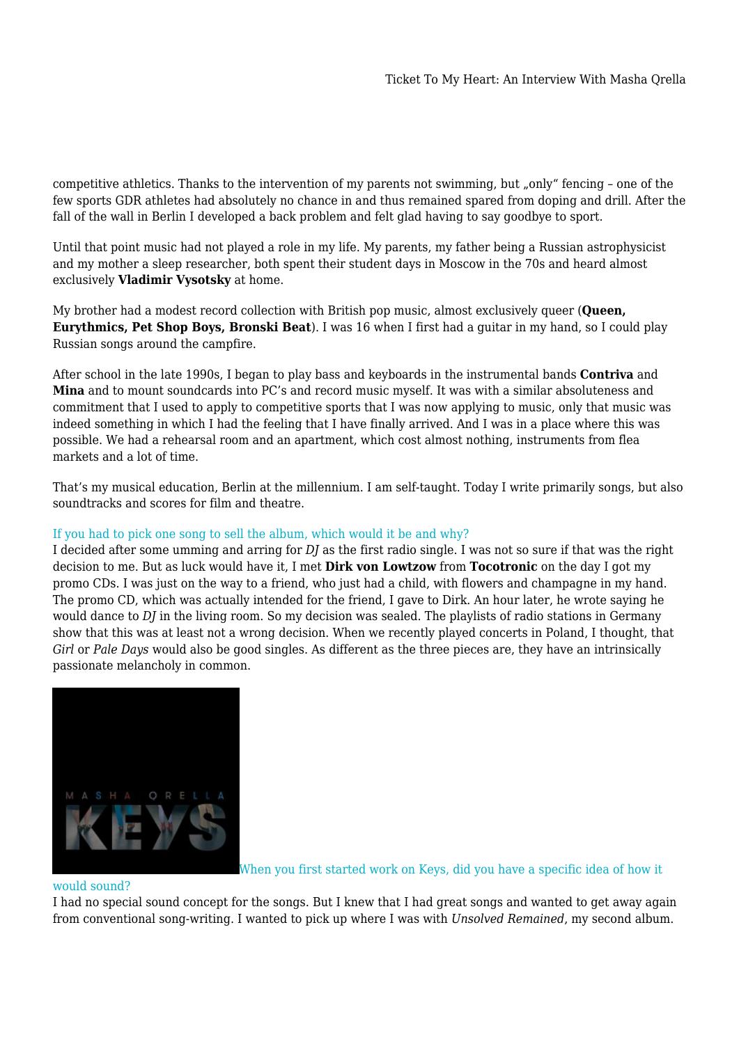competitive athletics. Thanks to the intervention of my parents not swimming, but „only" fencing – one of the few sports GDR athletes had absolutely no chance in and thus remained spared from doping and drill. After the fall of the wall in Berlin I developed a back problem and felt glad having to say goodbye to sport.

Until that point music had not played a role in my life. My parents, my father being a Russian astrophysicist and my mother a sleep researcher, both spent their student days in Moscow in the 70s and heard almost exclusively **Vladimir Vysotsky** at home.

My brother had a modest record collection with British pop music, almost exclusively queer (**Queen, Eurythmics, Pet Shop Boys, Bronski Beat**). I was 16 when I first had a guitar in my hand, so I could play Russian songs around the campfire.

After school in the late 1990s, I began to play bass and keyboards in the instrumental bands **Contriva** and **Mina** and to mount soundcards into PC's and record music myself. It was with a similar absoluteness and commitment that I used to apply to competitive sports that I was now applying to music, only that music was indeed something in which I had the feeling that I have finally arrived. And I was in a place where this was possible. We had a rehearsal room and an apartment, which cost almost nothing, instruments from flea markets and a lot of time.

That's my musical education, Berlin at the millennium. I am self-taught. Today I write primarily songs, but also soundtracks and scores for film and theatre.

If you had to pick one song to sell the album, which would it be and why?

I decided after some umming and arring for *DJ* as the first radio single. I was not so sure if that was the right decision to me. But as luck would have it, I met **Dirk von Lowtzow** from **Tocotronic** on the day I got my promo CDs. I was just on the way to a friend, who just had a child, with flowers and champagne in my hand. The promo CD, which was actually intended for the friend, I gave to Dirk. An hour later, he wrote saying he would dance to *DJ* in the living room. So my decision was sealed. The playlists of radio stations in Germany show that this was at least not a wrong decision. When we recently played concerts in Poland, I thought, that *Girl* or *Pale Days* would also be good singles. As different as the three pieces are, they have an intrinsically passionate melancholy in common.

When you first started work on Keys, did you have a specific idea of how it would sound?

I had no special sound concept for the songs. But I knew that I had great songs and wanted to get away again from conventional song-writing. I wanted to pick up where I was with *Unsolved Remained*, my second album.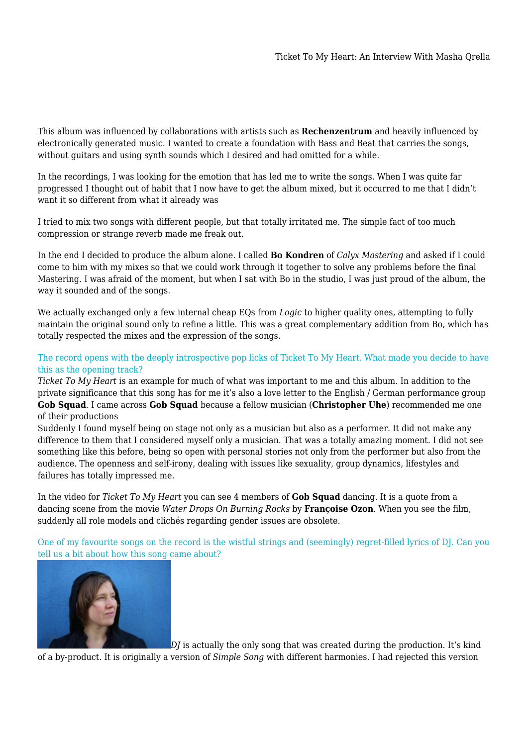This album was influenced by collaborations with artists such as **Rechenzentrum** and heavily influenced by electronically generated music. I wanted to create a foundation with Bass and Beat that carries the songs, without guitars and using synth sounds which I desired and had omitted for a while.

In the recordings, I was looking for the emotion that has led me to write the songs. When I was quite far progressed I thought out of habit that I now have to get the album mixed, but it occurred to me that I didn't want it so different from what it already was

I tried to mix two songs with different people, but that totally irritated me. The simple fact of too much compression or strange reverb made me freak out.

In the end I decided to produce the album alone. I called **Bo Kondren** of *Calyx Mastering* and asked if I could come to him with my mixes so that we could work through it together to solve any problems before the final Mastering. I was afraid of the moment, but when I sat with Bo in the studio, I was just proud of the album, the way it sounded and of the songs.

We actually exchanged only a few internal cheap EQs from *Logic* to higher quality ones, attempting to fully maintain the original sound only to refine a little. This was a great complementary addition from Bo, which has totally respected the mixes and the expression of the songs.

The record opens with the deeply introspective pop licks of Ticket To My Heart. What made you decide to have this as the opening track?

*Ticket To My Heart* is an example for much of what was important to me and this album. In addition to the private significance that this song has for me it's also a love letter to the English / German performance group **Gob Squad**. I came across **Gob Squad** because a fellow musician (**Christopher Uhe**) recommended me one of their productions

Suddenly I found myself being on stage not only as a musician but also as a performer. It did not make any difference to them that I considered myself only a musician. That was a totally amazing moment. I did not see something like this before, being so open with personal stories not only from the performer but also from the audience. The openness and self-irony, dealing with issues like sexuality, group dynamics, lifestyles and failures has totally impressed me.

In the video for *Ticket To My Heart* you can see 4 members of **Gob Squad** dancing. It is a quote from a dancing scene from the movie *Water Drops On Burning Rocks* by **Françoise Ozon**. When you see the film, suddenly all role models and clichés regarding gender issues are obsolete.

One of my favourite songs on the record is the wistful strings and (seemingly) regret-filled lyrics of DJ. Can you tell us a bit about how this song came about?

*DJ* is actually the only song that was created during the production. It's kind of a by-product. It is originally a version of *Simple Song* with different harmonies. I had rejected this version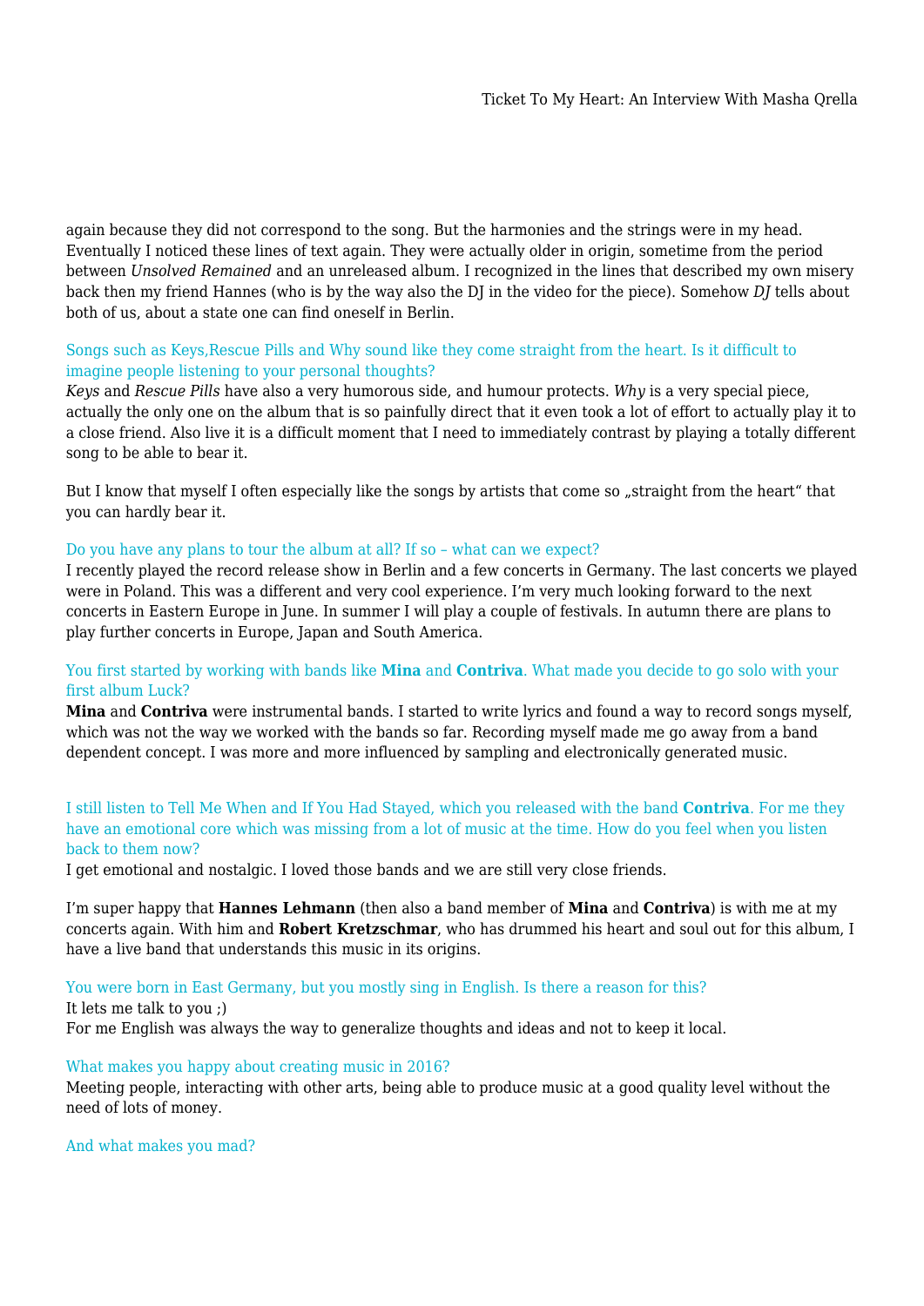again because they did not correspond to the song. But the harmonies and the strings were in my head. Eventually I noticed these lines of text again. They were actually older in origin, sometime from the period between *Unsolved Remained* and an unreleased album. I recognized in the lines that described my own misery back then my friend Hannes (who is by the way also the DJ in the video for the piece). Somehow *DJ* tells about both of us, about a state one can find oneself in Berlin.

Songs such as Keys,Rescue Pills and Why sound like they come straight from the heart. Is it difficult to imagine people listening to your personal thoughts?

*Keys* and *Rescue Pills* have also a very humorous side, and humour protects. *Why* is a very special piece, actually the only one on the album that is so painfully direct that it even took a lot of effort to actually play it to a close friend. Also live it is a difficult moment that I need to immediately contrast by playing a totally different song to be able to bear it.

But I know that myself I often especially like the songs by artists that come so „straight from the heart" that you can hardly bear it.

Do you have any plans to tour the album at all? If so – what can we expect?

I recently played the record release show in Berlin and a few concerts in Germany. The last concerts we played were in Poland. This was a different and very cool experience. I'm very much looking forward to the next concerts in Eastern Europe in June. In summer I will play a couple of festivals. In autumn there are plans to play further concerts in Europe, Japan and South America.

You first started by working with bands like **Mina** and **Contriva**. What made you decide to go solo with your first album Luck?

**Mina** and **Contriva** were instrumental bands. I started to write lyrics and found a way to record songs myself, which was not the way we worked with the bands so far. Recording myself made me go away from a band dependent concept. I was more and more influenced by sampling and electronically generated music.

I still listen to Tell Me When and If You Had Stayed, which you released with the band **Contriva**. For me they have an emotional core which was missing from a lot of music at the time. How do you feel when you listen back to them now?

I get emotional and nostalgic. I loved those bands and we are still very close friends.

I'm super happy that **Hannes Lehmann** (then also a band member of **Mina** and **Contriva**) is with me at my concerts again. With him and **Robert Kretzschmar**, who has drummed his heart and soul out for this album, I have a live band that understands this music in its origins.

You were born in East Germany, but you mostly sing in English. Is there a reason for this?

It lets me talk to you ;)
For me English was always the way to generalize thoughts and ideas and not to keep it local.

What makes you happy about creating music in 2016?

Meeting people, interacting with other arts, being able to produce music at a good quality level without the need of lots of money.

And what makes you mad?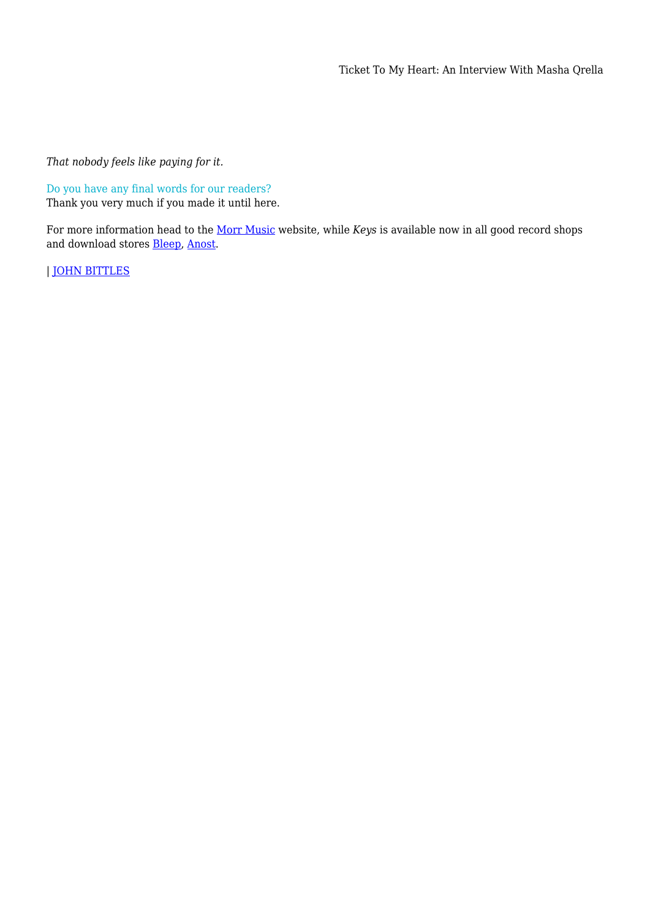*That nobody feels like paying for it.*

Do you have any final words for our readers?
Thank you very much if you made it until here.

For more information head to the Morr Music website, while *Keys* is available now in all good record shops and download stores Bleep, Anost.

| JOHN BITTLES